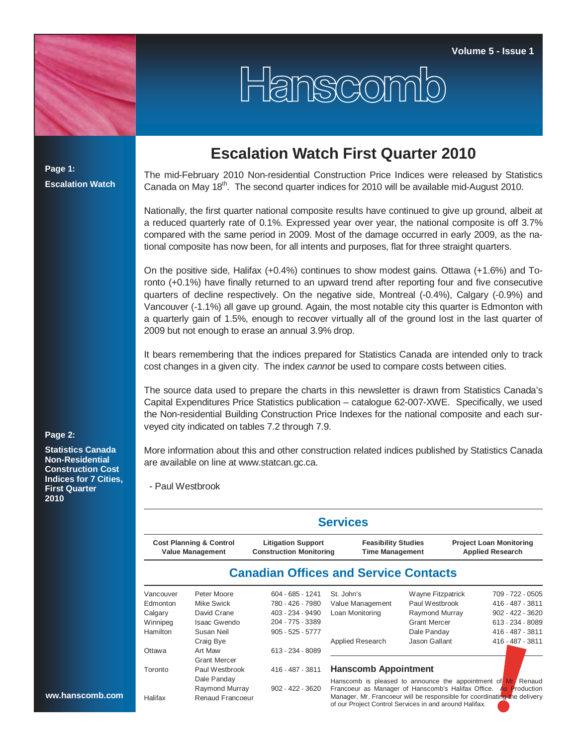Volume 5 - Issue 1

# Hanscomb

**Page 1:**

**Escalation Watch**

**Page 2:**

**Statistics Canada Non-Residential Construction Cost Indices for 7 Cities, First Quarter 2010**

## Escalation Watch First Quarter 2010

The mid-February 2010 Non-residential Construction Price Indices were released by Statistics Canada on May 18th. The second quarter indices for 2010 will be available mid-August 2010.

Nationally, the first quarter national composite results have continued to give up ground, albeit at a reduced quarterly rate of 0.1%. Expressed year over year, the national composite is off 3.7% compared with the same period in 2009. Most of the damage occurred in early 2009, as the national composite has now been, for all intents and purposes, flat for three straight quarters.

On the positive side, Halifax (+0.4%) continues to show modest gains. Ottawa (+1.6%) and Toronto (+0.1%) have finally returned to an upward trend after reporting four and five consecutive quarters of decline respectively. On the negative side, Montreal (-0.4%), Calgary (-0.9%) and Vancouver (-1.1%) all gave up ground. Again, the most notable city this quarter is Edmonton with a quarterly gain of 1.5%, enough to recover virtually all of the ground lost in the last quarter of 2009 but not enough to erase an annual 3.9% drop.

It bears remembering that the indices prepared for Statistics Canada are intended only to track cost changes in a given city. The index *cannot* be used to compare costs between cities.

The source data used to prepare the charts in this newsletter is drawn from Statistics Canada's Capital Expenditures Price Statistics publication – catalogue 62-007-XWE. Specifically, we used the Non-residential Building Construction Price Indexes for the national composite and each surveyed city indicated on tables 7.2 through 7.9.

More information about this and other construction related indices published by Statistics Canada are available on line at www.statcan.gc.ca.

- Paul Westbrook

## Services

| Cost Planning & Control | Litigation Support | Feasibility Studies | Project Loan Monitoring |
|---|---|---|---|
| Value Management | Construction Monitoring | Time Management | Applied Research |

## Canadian Offices and Service Contacts

| City | Contact | Phone |
|---|---|---|
| Vancouver | Peter Moore | 604 - 685 - 1241 |
| Edmonton | Mike Swick | 780 - 426 - 7980 |
| Calgary | David Crane | 403 - 234 - 9490 |
| Winnipeg | Isaac Gwendo | 204 - 775 - 3389 |
| Hamilton | Susan Neil | 905 - 525 - 5777 |
| | Craig Bye | |
| Ottawa | Art Maw | 613 - 234 - 8089 |
| | Grant Mercer | |
| Toronto | Paul Westbrook | 416 - 487 - 3811 |
| | Dale Panday | |
| | Raymond Murray | 902 - 422 - 3620 |
| Halifax | Renaud Francoeur | |

| Office / Service | Contact | Phone |
|---|---|---|
| St. John's | Wayne Fitzpatrick | 709 - 722 - 0505 |
| Value Management | Paul Westbrook | 416 - 487 - 3811 |
| Loan Monitoring | Raymond Murray | 902 - 422 - 3620 |
| | Grant Mercer | 613 - 234 - 8089 |
| | Dale Panday | 416 - 487 - 3811 |
| Applied Research | Jason Gallant | 416 - 487 - 3811 |

### Hanscomb Appointment

Hanscomb is pleased to announce the appointment of Mr. Renaud Francoeur as Manager of Hanscomb's Halifax Office. As Production Manager, Mr. Francoeur will be responsible for coordinating the delivery of our Project Control Services in and around Halifax.

ww.hanscomb.com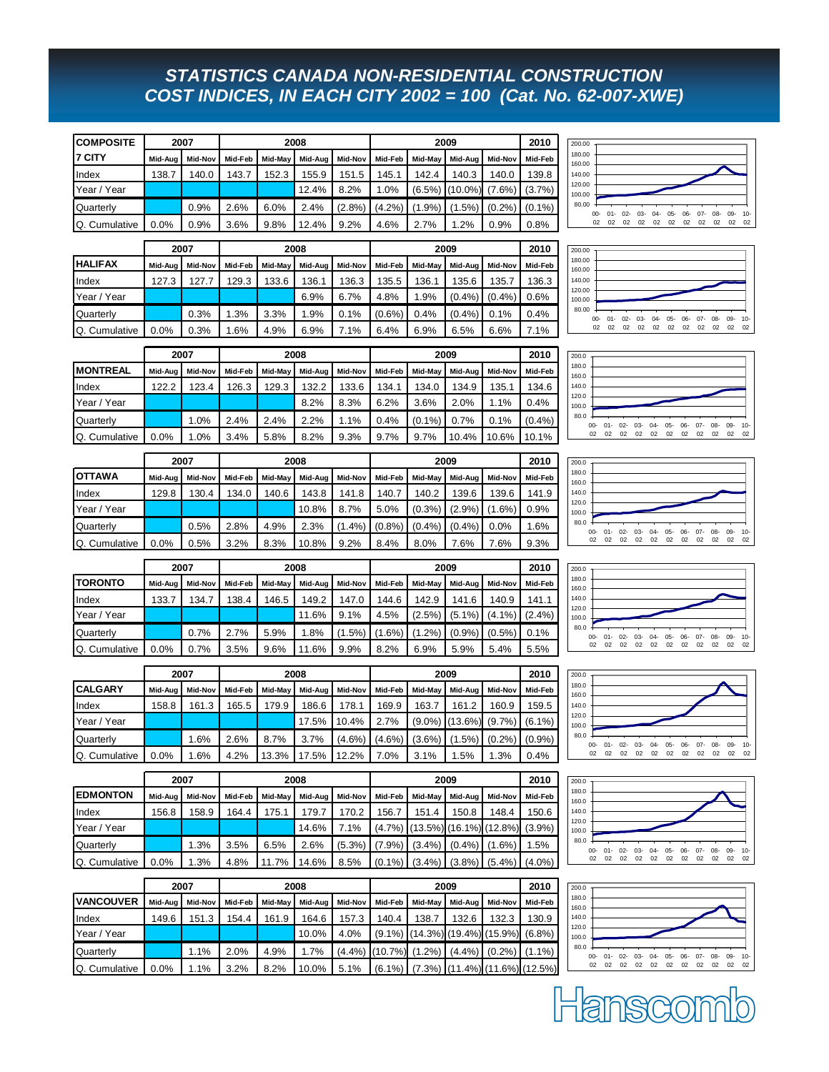# STATISTICS CANADA NON-RESIDENTIAL CONSTRUCTION COST INDICES, IN EACH CITY 2002 = 100 (Cat. No. 62-007-XWE)

| COMPOSITE 7 CITY | 2007 | | 2008 | | | | 2009 | | | | 2010 |
|---|---|---|---|---|---|---|---|---|---|---|---|
| | Mid-Aug | Mid-Nov | Mid-Feb | Mid-May | Mid-Aug | Mid-Nov | Mid-Feb | Mid-May | Mid-Aug | Mid-Nov | Mid-Feb |
| Index | 138.7 | 140.0 | 143.7 | 152.3 | 155.9 | 151.5 | 145.1 | 142.4 | 140.3 | 140.0 | 139.8 |
| Year / Year | | | | | 12.4% | 8.2% | 1.0% | (6.5%) | (10.0%) | (7.6%) | (3.7%) |
| Quarterly | | 0.9% | 2.6% | 6.0% | 2.4% | (2.8%) | (4.2%) | (1.9%) | (1.5%) | (0.2%) | (0.1%) |
| Q. Cumulative | 0.0% | 0.9% | 3.6% | 9.8% | 12.4% | 9.2% | 4.6% | 2.7% | 1.2% | 0.9% | 0.8% |

200.00
180.00
160.00
140.00
120.00
100.00
80.00
00-02 01-02 02-02 03-02 04-02 05-02 06-02 07-02 08-02 09-02 10-02

| HALIFAX | 2007 | | 2008 | | | | 2009 | | | | 2010 |
|---|---|---|---|---|---|---|---|---|---|---|---|
| | Mid-Aug | Mid-Nov | Mid-Feb | Mid-May | Mid-Aug | Mid-Nov | Mid-Feb | Mid-May | Mid-Aug | Mid-Nov | Mid-Feb |
| Index | 127.3 | 127.7 | 129.3 | 133.6 | 136.1 | 136.3 | 135.5 | 136.1 | 135.6 | 135.7 | 136.3 |
| Year / Year | | | | | 6.9% | 6.7% | 4.8% | 1.9% | (0.4%) | (0.4%) | 0.6% |
| Quarterly | | 0.3% | 1.3% | 3.3% | 1.9% | 0.1% | (0.6%) | 0.4% | (0.4%) | 0.1% | 0.4% |
| Q. Cumulative | 0.0% | 0.3% | 1.6% | 4.9% | 6.9% | 7.1% | 6.4% | 6.9% | 6.5% | 6.6% | 7.1% |

200.00
180.00
160.00
140.00
120.00
100.00
80.00
00-02 01-02 02-02 03-02 04-02 05-02 06-02 07-02 08-02 09-02 10-02

| MONTREAL | 2007 | | 2008 | | | | 2009 | | | | 2010 |
|---|---|---|---|---|---|---|---|---|---|---|---|
| | Mid-Aug | Mid-Nov | Mid-Feb | Mid-May | Mid-Aug | Mid-Nov | Mid-Feb | Mid-May | Mid-Aug | Mid-Nov | Mid-Feb |
| Index | 122.2 | 123.4 | 126.3 | 129.3 | 132.2 | 133.6 | 134.1 | 134.0 | 134.9 | 135.1 | 134.6 |
| Year / Year | | | | | 8.2% | 8.3% | 6.2% | 3.6% | 2.0% | 1.1% | 0.4% |
| Quarterly | | 1.0% | 2.4% | 2.4% | 2.2% | 1.1% | 0.4% | (0.1%) | 0.7% | 0.1% | (0.4%) |
| Q. Cumulative | 0.0% | 1.0% | 3.4% | 5.8% | 8.2% | 9.3% | 9.7% | 9.7% | 10.4% | 10.6% | 10.1% |

200.0
180.0
160.0
140.0
120.0
100.0
80.0
00-02 01-02 02-02 03-02 04-02 05-02 06-02 07-02 08-02 09-02 10-02

| OTTAWA | 2007 | | 2008 | | | | 2009 | | | | 2010 |
|---|---|---|---|---|---|---|---|---|---|---|---|
| | Mid-Aug | Mid-Nov | Mid-Feb | Mid-May | Mid-Aug | Mid-Nov | Mid-Feb | Mid-May | Mid-Aug | Mid-Nov | Mid-Feb |
| Index | 129.8 | 130.4 | 134.0 | 140.6 | 143.8 | 141.8 | 140.7 | 140.2 | 139.6 | 139.6 | 141.9 |
| Year / Year | | | | | 10.8% | 8.7% | 5.0% | (0.3%) | (2.9%) | (1.6%) | 0.9% |
| Quarterly | | 0.5% | 2.8% | 4.9% | 2.3% | (1.4%) | (0.8%) | (0.4%) | (0.4%) | 0.0% | 1.6% |
| Q. Cumulative | 0.0% | 0.5% | 3.2% | 8.3% | 10.8% | 9.2% | 8.4% | 8.0% | 7.6% | 7.6% | 9.3% |

200.0
180.0
160.0
140.0
120.0
100.0
80.0
00-02 01-02 02-02 03-02 04-02 05-02 06-02 07-02 08-02 09-02 10-02

| TORONTO | 2007 | | 2008 | | | | 2009 | | | | 2010 |
|---|---|---|---|---|---|---|---|---|---|---|---|
| | Mid-Aug | Mid-Nov | Mid-Feb | Mid-May | Mid-Aug | Mid-Nov | Mid-Feb | Mid-May | Mid-Aug | Mid-Nov | Mid-Feb |
| Index | 133.7 | 134.7 | 138.4 | 146.5 | 149.2 | 147.0 | 144.6 | 142.9 | 141.6 | 140.9 | 141.1 |
| Year / Year | | | | | 11.6% | 9.1% | 4.5% | (2.5%) | (5.1%) | (4.1%) | (2.4%) |
| Quarterly | | 0.7% | 2.7% | 5.9% | 1.8% | (1.5%) | (1.6%) | (1.2%) | (0.9%) | (0.5%) | 0.1% |
| Q. Cumulative | 0.0% | 0.7% | 3.5% | 9.6% | 11.6% | 9.9% | 8.2% | 6.9% | 5.9% | 5.4% | 5.5% |

200.0
180.0
160.0
140.0
120.0
100.0
80.0
00-02 01-02 02-02 03-02 04-02 05-02 06-02 07-02 08-02 09-02 10-02

| CALGARY | 2007 | | 2008 | | | | 2009 | | | | 2010 |
|---|---|---|---|---|---|---|---|---|---|---|---|
| | Mid-Aug | Mid-Nov | Mid-Feb | Mid-May | Mid-Aug | Mid-Nov | Mid-Feb | Mid-May | Mid-Aug | Mid-Nov | Mid-Feb |
| Index | 158.8 | 161.3 | 165.5 | 179.9 | 186.6 | 178.1 | 169.9 | 163.7 | 161.2 | 160.9 | 159.5 |
| Year / Year | | | | | 17.5% | 10.4% | 2.7% | (9.0%) | (13.6%) | (9.7%) | (6.1%) |
| Quarterly | | 1.6% | 2.6% | 8.7% | 3.7% | (4.6%) | (4.6%) | (3.6%) | (1.5%) | (0.2%) | (0.9%) |
| Q. Cumulative | 0.0% | 1.6% | 4.2% | 13.3% | 17.5% | 12.2% | 7.0% | 3.1% | 1.5% | 1.3% | 0.4% |

200.0
180.0
160.0
140.0
120.0
100.0
80.0
00-02 01-02 02-02 03-02 04-02 05-02 06-02 07-02 08-02 09-02 10-02

| EDMONTON | 2007 | | 2008 | | | | 2009 | | | | 2010 |
|---|---|---|---|---|---|---|---|---|---|---|---|
| | Mid-Aug | Mid-Nov | Mid-Feb | Mid-May | Mid-Aug | Mid-Nov | Mid-Feb | Mid-May | Mid-Aug | Mid-Nov | Mid-Feb |
| Index | 156.8 | 158.9 | 164.4 | 175.1 | 179.7 | 170.2 | 156.7 | 151.4 | 150.8 | 148.4 | 150.6 |
| Year / Year | | | | | 14.6% | 7.1% | (4.7%) | (13.5%) | (16.1%) | (12.8%) | (3.9%) |
| Quarterly | | 1.3% | 3.5% | 6.5% | 2.6% | (5.3%) | (7.9%) | (3.4%) | (0.4%) | (1.6%) | 1.5% |
| Q. Cumulative | 0.0% | 1.3% | 4.8% | 11.7% | 14.6% | 8.5% | (0.1%) | (3.4%) | (3.8%) | (5.4%) | (4.0%) |

200.0
180.0
160.0
140.0
120.0
100.0
80.0
00-02 01-02 02-02 03-02 04-02 05-02 06-02 07-02 08-02 09-02 10-02

| VANCOUVER | 2007 | | 2008 | | | | 2009 | | | | 2010 |
|---|---|---|---|---|---|---|---|---|---|---|---|
| | Mid-Aug | Mid-Nov | Mid-Feb | Mid-May | Mid-Aug | Mid-Nov | Mid-Feb | Mid-May | Mid-Aug | Mid-Nov | Mid-Feb |
| Index | 149.6 | 151.3 | 154.4 | 161.9 | 164.6 | 157.3 | 140.4 | 138.7 | 132.6 | 132.3 | 130.9 |
| Year / Year | | | | | 10.0% | 4.0% | (9.1%) | (14.3%) | (19.4%) | (15.9%) | (6.8%) |
| Quarterly | | 1.1% | 2.0% | 4.9% | 1.7% | (4.4%) | (10.7%) | (1.2%) | (4.4%) | (0.2%) | (1.1%) |
| Q. Cumulative | 0.0% | 1.1% | 3.2% | 8.2% | 10.0% | 5.1% | (6.1%) | (7.3%) | (11.4%) | (11.6%) | (12.5%) |

200.0
180.0
160.0
140.0
120.0
100.0
80.0
00-02 01-02 02-02 03-02 04-02 05-02 06-02 07-02 08-02 09-02 10-02

Hanscomb